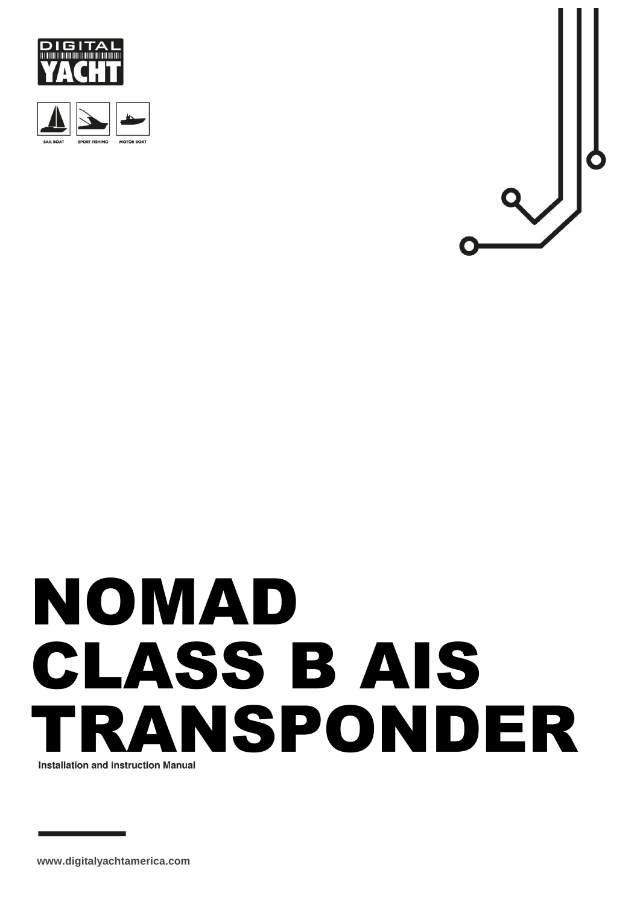DIGITAL YACHT

SAIL BOAT SPORT FISHING MOTOR BOAT

# NOMAD CLASS B AIS TRANSPONDER

Installation and instruction Manual

www.digitalyachtamerica.com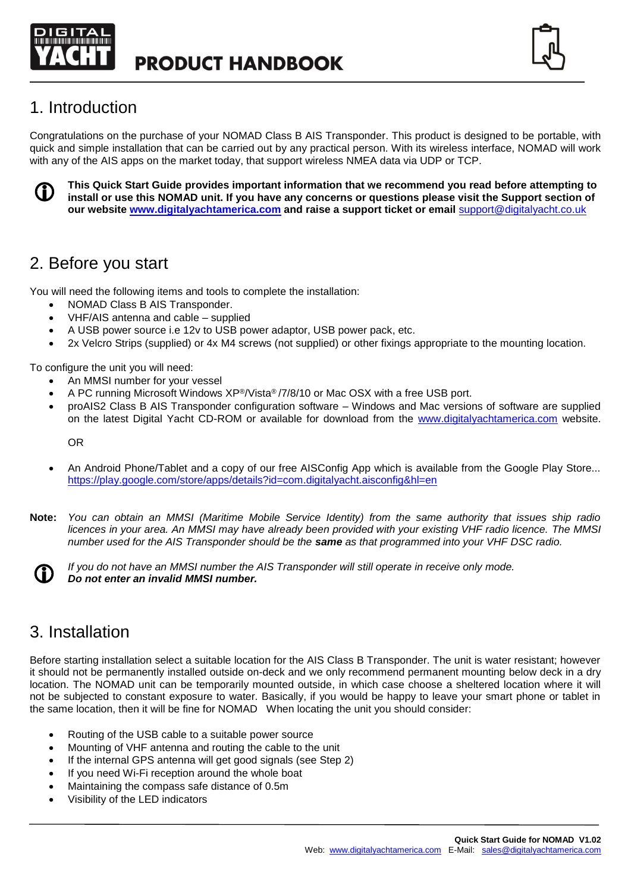# PRODUCT HANDBOOK

## 1. Introduction

Congratulations on the purchase of your NOMAD Class B AIS Transponder. This product is designed to be portable, with quick and simple installation that can be carried out by any practical person. With its wireless interface, NOMAD will work with any of the AIS apps on the market today, that support wireless NMEA data via UDP or TCP.

**This Quick Start Guide provides important information that we recommend you read before attempting to install or use this NOMAD unit. If you have any concerns or questions please visit the Support section of our website [www.digitalyachtamerica.com](http://www.digitalyachtamerica.com) and raise a support ticket or email** support@digitalyacht.co.uk

## 2. Before you start

You will need the following items and tools to complete the installation:

- NOMAD Class B AIS Transponder.
- VHF/AIS antenna and cable – supplied
- A USB power source i.e 12v to USB power adaptor, USB power pack, etc.
- 2x Velcro Strips (supplied) or 4x M4 screws (not supplied) or other fixings appropriate to the mounting location.

To configure the unit you will need:

- An MMSI number for your vessel
- A PC running Microsoft Windows XP®/Vista® /7/8/10 or Mac OSX with a free USB port.
- proAIS2 Class B AIS Transponder configuration software – Windows and Mac versions of software are supplied on the latest Digital Yacht CD-ROM or available for download from the www.digitalyachtamerica.com website.

  OR

- An Android Phone/Tablet and a copy of our free AISConfig App which is available from the Google Play Store... https://play.google.com/store/apps/details?id=com.digitalyacht.aisconfig&hl=en

**Note:** *You can obtain an MMSI (Maritime Mobile Service Identity) from the same authority that issues ship radio licences in your area. An MMSI may have already been provided with your existing VHF radio licence. The MMSI number used for the AIS Transponder should be the **same** as that programmed into your VHF DSC radio.*

*If you do not have an MMSI number the AIS Transponder will still operate in receive only mode.*
***Do not enter an invalid MMSI number.***

## 3. Installation

Before starting installation select a suitable location for the AIS Class B Transponder. The unit is water resistant; however it should not be permanently installed outside on-deck and we only recommend permanent mounting below deck in a dry location. The NOMAD unit can be temporarily mounted outside, in which case choose a sheltered location where it will not be subjected to constant exposure to water. Basically, if you would be happy to leave your smart phone or tablet in the same location, then it will be fine for NOMAD When locating the unit you should consider:

- Routing of the USB cable to a suitable power source
- Mounting of VHF antenna and routing the cable to the unit
- If the internal GPS antenna will get good signals (see Step 2)
- If you need Wi-Fi reception around the whole boat
- Maintaining the compass safe distance of 0.5m
- Visibility of the LED indicators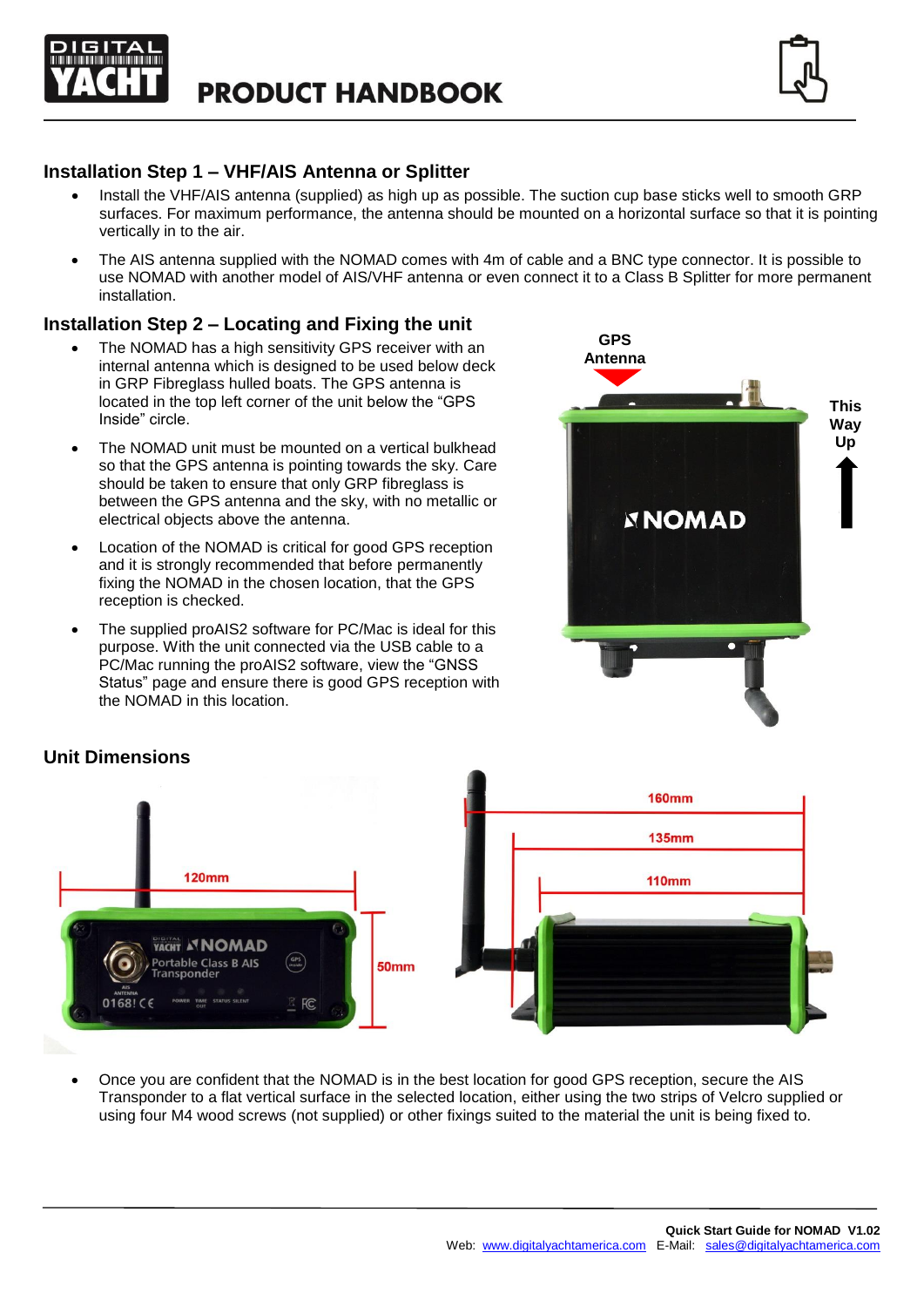## Installation Step 1 – VHF/AIS Antenna or Splitter

- Install the VHF/AIS antenna (supplied) as high up as possible. The suction cup base sticks well to smooth GRP surfaces. For maximum performance, the antenna should be mounted on a horizontal surface so that it is pointing vertically in to the air.
- The AIS antenna supplied with the NOMAD comes with 4m of cable and a BNC type connector. It is possible to use NOMAD with another model of AIS/VHF antenna or even connect it to a Class B Splitter for more permanent installation.

## Installation Step 2 – Locating and Fixing the unit

- The NOMAD has a high sensitivity GPS receiver with an internal antenna which is designed to be used below deck in GRP Fibreglass hulled boats. The GPS antenna is located in the top left corner of the unit below the "GPS Inside" circle.
- The NOMAD unit must be mounted on a vertical bulkhead so that the GPS antenna is pointing towards the sky. Care should be taken to ensure that only GRP fibreglass is between the GPS antenna and the sky, with no metallic or electrical objects above the antenna.
- Location of the NOMAD is critical for good GPS reception and it is strongly recommended that before permanently fixing the NOMAD in the chosen location, that the GPS reception is checked.
- The supplied proAIS2 software for PC/Mac is ideal for this purpose. With the unit connected via the USB cable to a PC/Mac running the proAIS2 software, view the "GNSS Status" page and ensure there is good GPS reception with the NOMAD in this location.

GPS Antenna

This Way Up

## Unit Dimensions

120mm

50mm

160mm

135mm

110mm

- Once you are confident that the NOMAD is in the best location for good GPS reception, secure the AIS Transponder to a flat vertical surface in the selected location, either using the two strips of Velcro supplied or using four M4 wood screws (not supplied) or other fixings suited to the material the unit is being fixed to.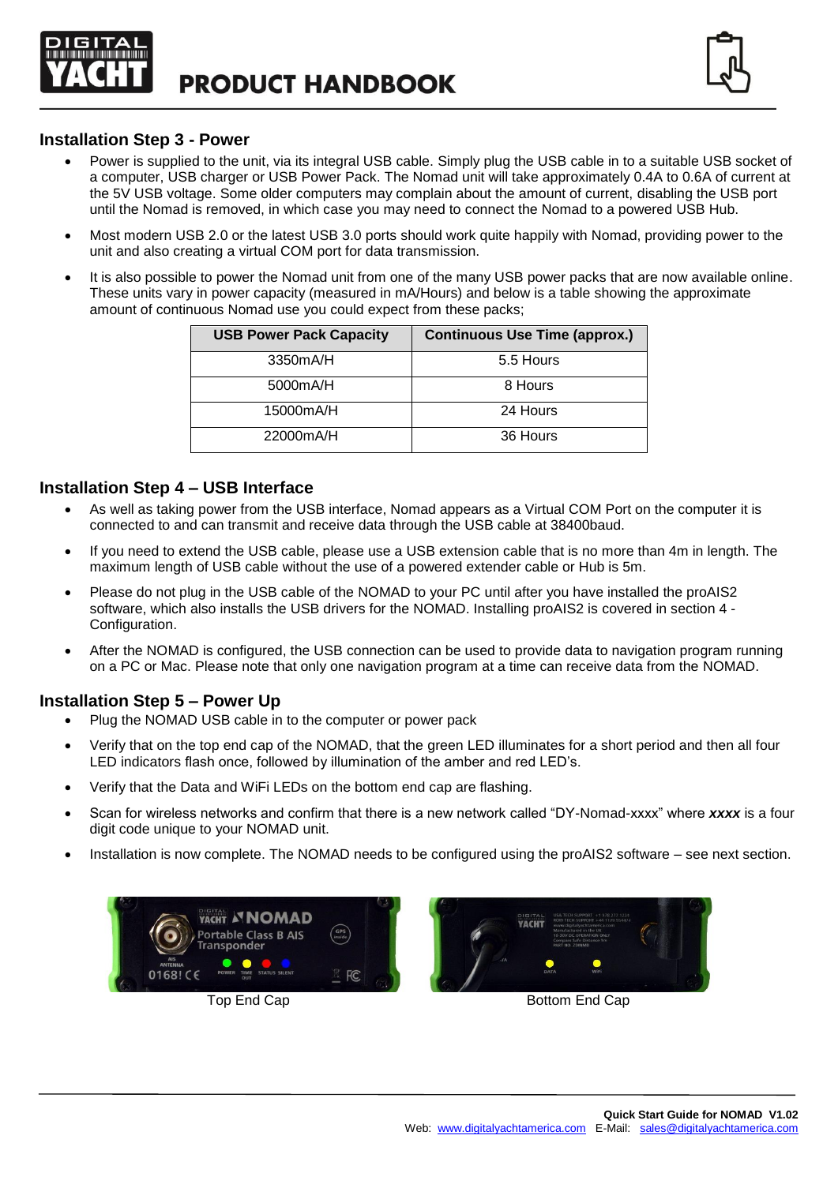## Installation Step 3 - Power

- Power is supplied to the unit, via its integral USB cable. Simply plug the USB cable in to a suitable USB socket of a computer, USB charger or USB Power Pack. The Nomad unit will take approximately 0.4A to 0.6A of current at the 5V USB voltage. Some older computers may complain about the amount of current, disabling the USB port until the Nomad is removed, in which case you may need to connect the Nomad to a powered USB Hub.
- Most modern USB 2.0 or the latest USB 3.0 ports should work quite happily with Nomad, providing power to the unit and also creating a virtual COM port for data transmission.
- It is also possible to power the Nomad unit from one of the many USB power packs that are now available online. These units vary in power capacity (measured in mA/Hours) and below is a table showing the approximate amount of continuous Nomad use you could expect from these packs;

| USB Power Pack Capacity | Continuous Use Time (approx.) |
|---|---|
| 3350mA/H | 5.5 Hours |
| 5000mA/H | 8 Hours |
| 15000mA/H | 24 Hours |
| 22000mA/H | 36 Hours |

## Installation Step 4 – USB Interface

- As well as taking power from the USB interface, Nomad appears as a Virtual COM Port on the computer it is connected to and can transmit and receive data through the USB cable at 38400baud.
- If you need to extend the USB cable, please use a USB extension cable that is no more than 4m in length. The maximum length of USB cable without the use of a powered extender cable or Hub is 5m.
- Please do not plug in the USB cable of the NOMAD to your PC until after you have installed the proAIS2 software, which also installs the USB drivers for the NOMAD. Installing proAIS2 is covered in section 4 - Configuration.
- After the NOMAD is configured, the USB connection can be used to provide data to navigation program running on a PC or Mac. Please note that only one navigation program at a time can receive data from the NOMAD.

## Installation Step 5 – Power Up

- Plug the NOMAD USB cable in to the computer or power pack
- Verify that on the top end cap of the NOMAD, that the green LED illuminates for a short period and then all four LED indicators flash once, followed by illumination of the amber and red LED's.
- Verify that the Data and WiFi LEDs on the bottom end cap are flashing.
- Scan for wireless networks and confirm that there is a new network called "DY-Nomad-xxxx" where ***xxxx*** is a four digit code unique to your NOMAD unit.
- Installation is now complete. The NOMAD needs to be configured using the proAIS2 software – see next section.

Top End Cap

Bottom End Cap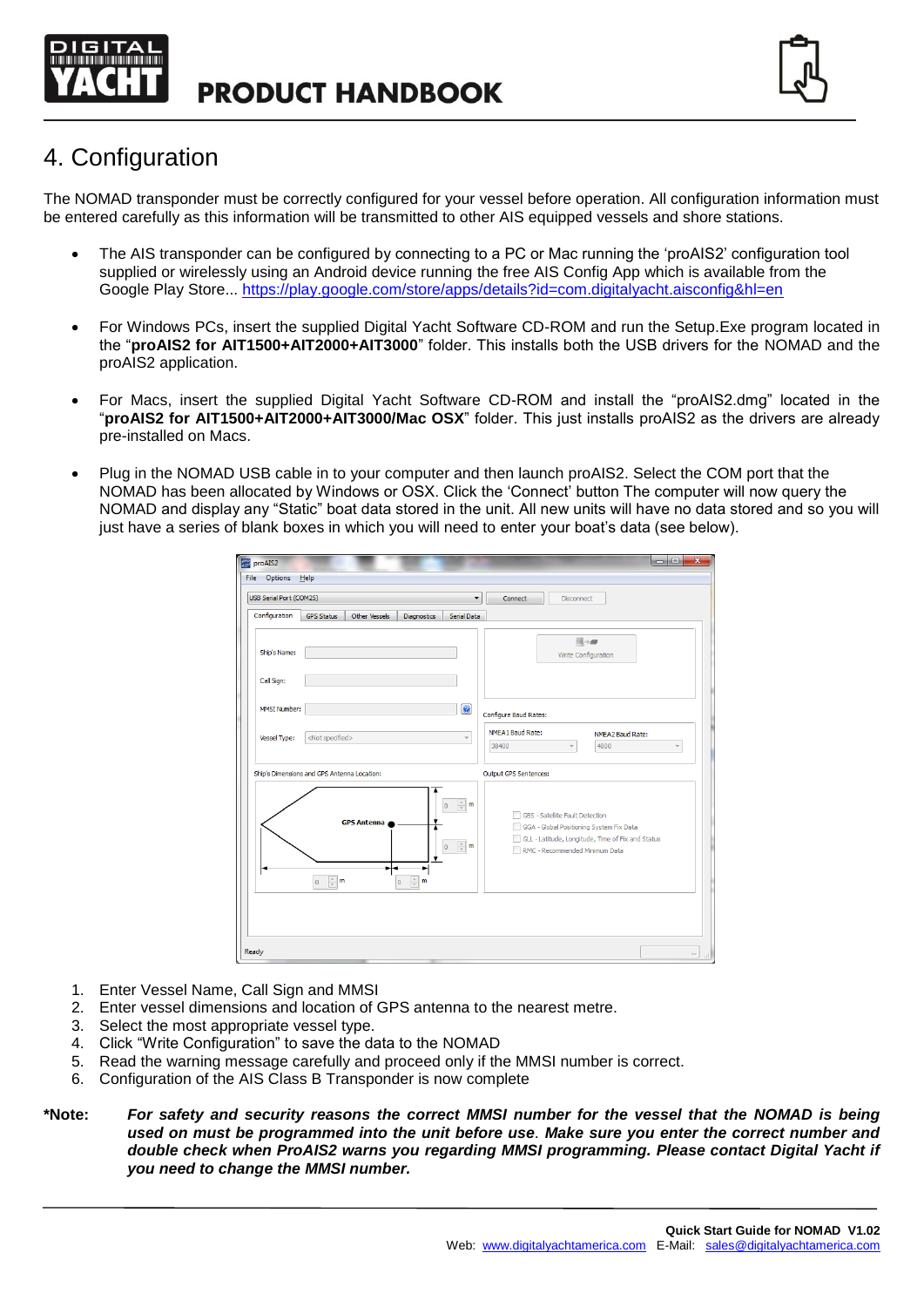# 4. Configuration

The NOMAD transponder must be correctly configured for your vessel before operation. All configuration information must be entered carefully as this information will be transmitted to other AIS equipped vessels and shore stations.

- The AIS transponder can be configured by connecting to a PC or Mac running the 'proAIS2' configuration tool supplied or wirelessly using an Android device running the free AIS Config App which is available from the Google Play Store... https://play.google.com/store/apps/details?id=com.digitalyacht.aisconfig&hl=en
- For Windows PCs, insert the supplied Digital Yacht Software CD-ROM and run the Setup.Exe program located in the "**proAIS2 for AIT1500+AIT2000+AIT3000**" folder. This installs both the USB drivers for the NOMAD and the proAIS2 application.
- For Macs, insert the supplied Digital Yacht Software CD-ROM and install the "proAIS2.dmg" located in the "**proAIS2 for AIT1500+AIT2000+AIT3000/Mac OSX**" folder. This just installs proAIS2 as the drivers are already pre-installed on Macs.
- Plug in the NOMAD USB cable in to your computer and then launch proAIS2. Select the COM port that the NOMAD has been allocated by Windows or OSX. Click the 'Connect' button The computer will now query the NOMAD and display any "Static" boat data stored in the unit. All new units will have no data stored and so you will just have a series of blank boxes in which you will need to enter your boat's data (see below).

1. Enter Vessel Name, Call Sign and MMSI
2. Enter vessel dimensions and location of GPS antenna to the nearest metre.
3. Select the most appropriate vessel type.
4. Click "Write Configuration" to save the data to the NOMAD
5. Read the warning message carefully and proceed only if the MMSI number is correct.
6. Configuration of the AIS Class B Transponder is now complete

**\*Note:** ***For safety and security reasons the correct MMSI number for the vessel that the NOMAD is being used on must be programmed into the unit before use. Make sure you enter the correct number and double check when ProAIS2 warns you regarding MMSI programming. Please contact Digital Yacht if you need to change the MMSI number.***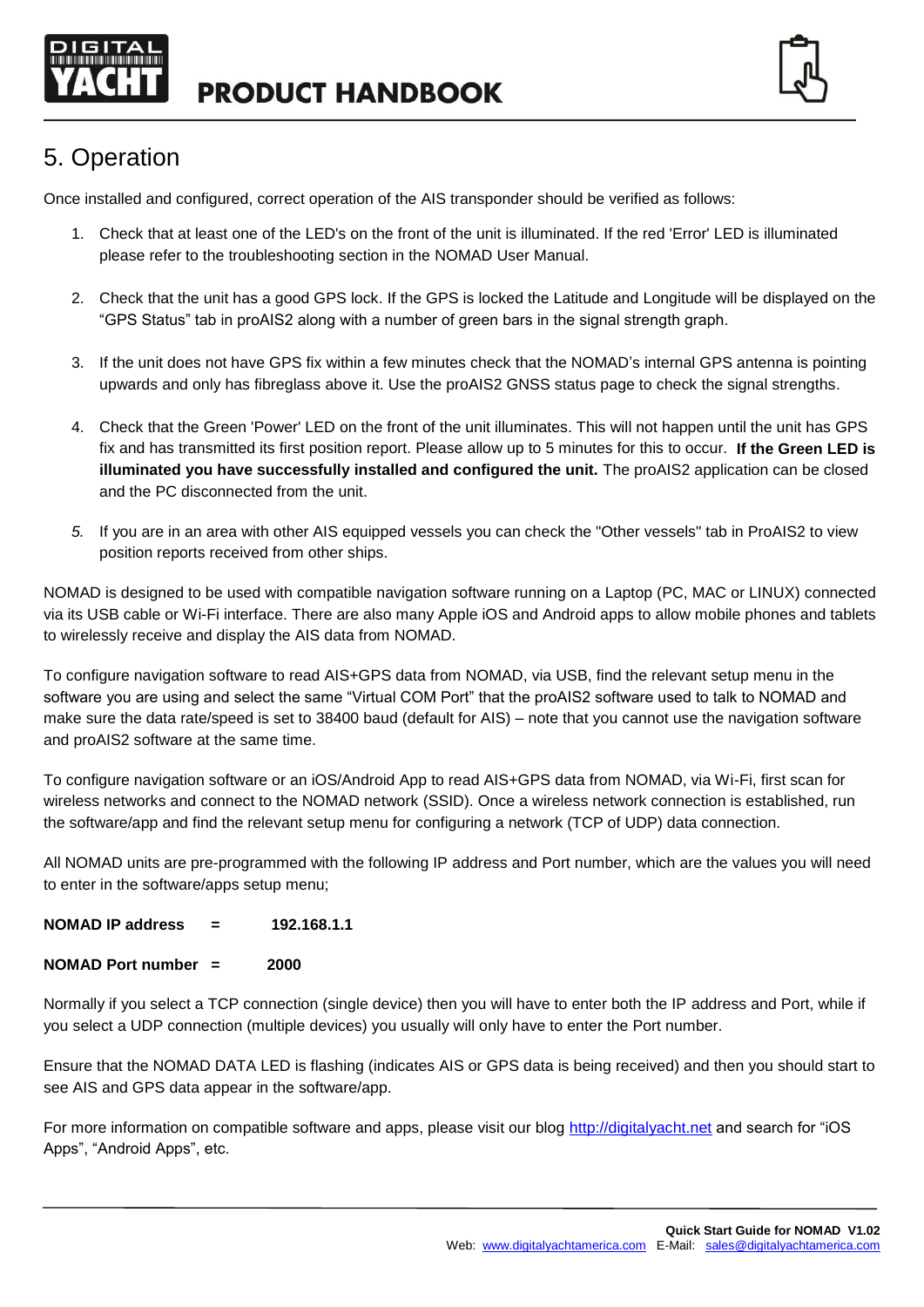# 5. Operation

Once installed and configured, correct operation of the AIS transponder should be verified as follows:

1. Check that at least one of the LED's on the front of the unit is illuminated. If the red 'Error' LED is illuminated please refer to the troubleshooting section in the NOMAD User Manual.
2. Check that the unit has a good GPS lock. If the GPS is locked the Latitude and Longitude will be displayed on the "GPS Status" tab in proAIS2 along with a number of green bars in the signal strength graph.
3. If the unit does not have GPS fix within a few minutes check that the NOMAD's internal GPS antenna is pointing upwards and only has fibreglass above it. Use the proAIS2 GNSS status page to check the signal strengths.
4. Check that the Green 'Power' LED on the front of the unit illuminates. This will not happen until the unit has GPS fix and has transmitted its first position report. Please allow up to 5 minutes for this to occur. **If the Green LED is illuminated you have successfully installed and configured the unit.** The proAIS2 application can be closed and the PC disconnected from the unit.
5. If you are in an area with other AIS equipped vessels you can check the "Other vessels" tab in ProAIS2 to view position reports received from other ships.

NOMAD is designed to be used with compatible navigation software running on a Laptop (PC, MAC or LINUX) connected via its USB cable or Wi-Fi interface. There are also many Apple iOS and Android apps to allow mobile phones and tablets to wirelessly receive and display the AIS data from NOMAD.

To configure navigation software to read AIS+GPS data from NOMAD, via USB, find the relevant setup menu in the software you are using and select the same "Virtual COM Port" that the proAIS2 software used to talk to NOMAD and make sure the data rate/speed is set to 38400 baud (default for AIS) – note that you cannot use the navigation software and proAIS2 software at the same time.

To configure navigation software or an iOS/Android App to read AIS+GPS data from NOMAD, via Wi-Fi, first scan for wireless networks and connect to the NOMAD network (SSID). Once a wireless network connection is established, run the software/app and find the relevant setup menu for configuring a network (TCP of UDP) data connection.

All NOMAD units are pre-programmed with the following IP address and Port number, which are the values you will need to enter in the software/apps setup menu;

**NOMAD IP address = 192.168.1.1**

**NOMAD Port number = 2000**

Normally if you select a TCP connection (single device) then you will have to enter both the IP address and Port, while if you select a UDP connection (multiple devices) you usually will only have to enter the Port number.

Ensure that the NOMAD DATA LED is flashing (indicates AIS or GPS data is being received) and then you should start to see AIS and GPS data appear in the software/app.

For more information on compatible software and apps, please visit our blog http://digitalyacht.net and search for "iOS Apps", "Android Apps", etc.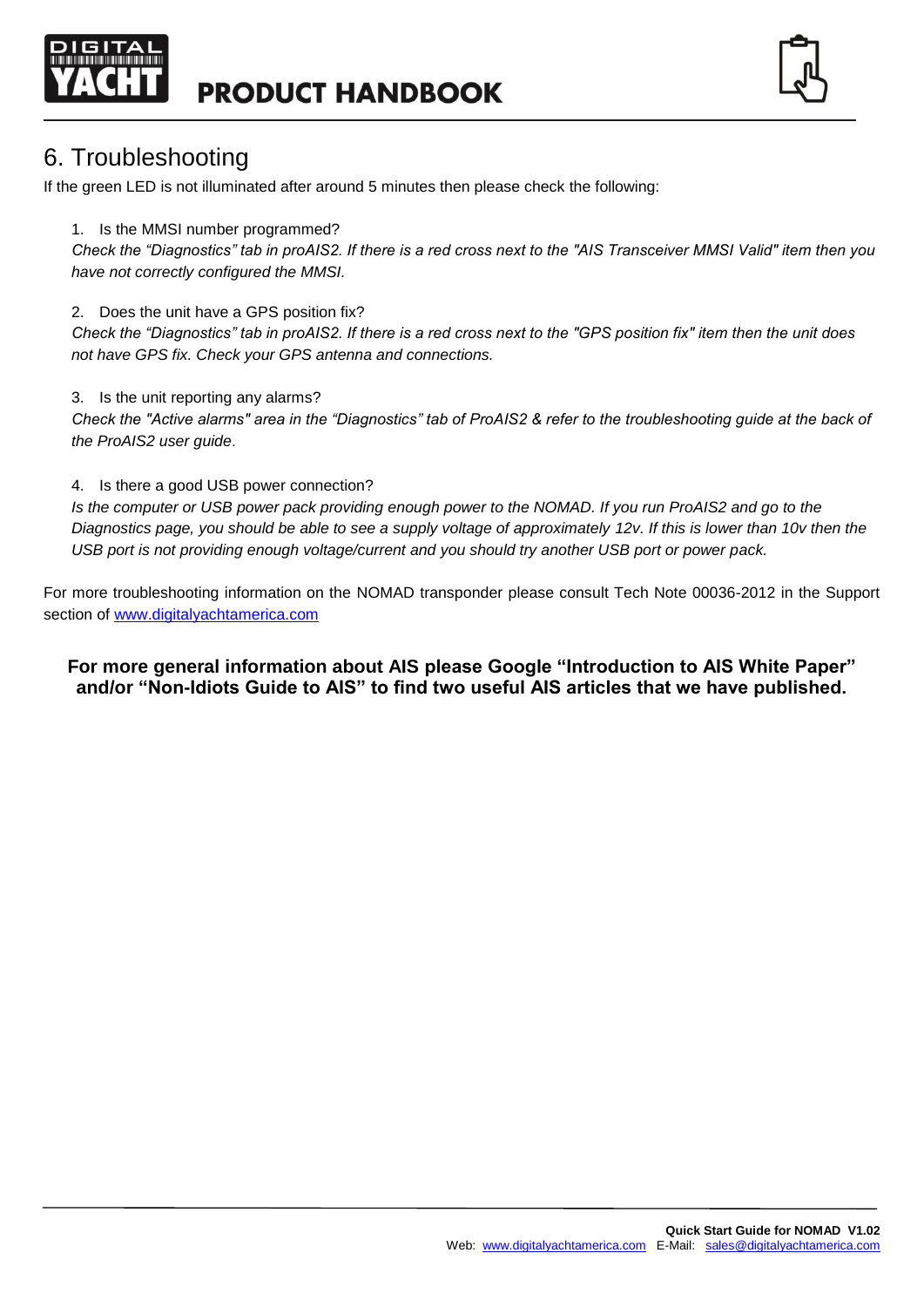# 6. Troubleshooting

If the green LED is not illuminated after around 5 minutes then please check the following:

1. Is the MMSI number programmed?
   *Check the "Diagnostics" tab in proAIS2. If there is a red cross next to the "AIS Transceiver MMSI Valid" item then you have not correctly configured the MMSI.*

2. Does the unit have a GPS position fix?
   *Check the "Diagnostics" tab in proAIS2. If there is a red cross next to the "GPS position fix" item then the unit does not have GPS fix. Check your GPS antenna and connections.*

3. Is the unit reporting any alarms?
   *Check the "Active alarms" area in the "Diagnostics" tab of ProAIS2 & refer to the troubleshooting guide at the back of the ProAIS2 user guide.*

4. Is there a good USB power connection?
   *Is the computer or USB power pack providing enough power to the NOMAD. If you run ProAIS2 and go to the Diagnostics page, you should be able to see a supply voltage of approximately 12v. If this is lower than 10v then the USB port is not providing enough voltage/current and you should try another USB port or power pack.*

For more troubleshooting information on the NOMAD transponder please consult Tech Note 00036-2012 in the Support section of [www.digitalyachtamerica.com](http://www.digitalyachtamerica.com)

**For more general information about AIS please Google "Introduction to AIS White Paper" and/or "Non-Idiots Guide to AIS" to find two useful AIS articles that we have published.**